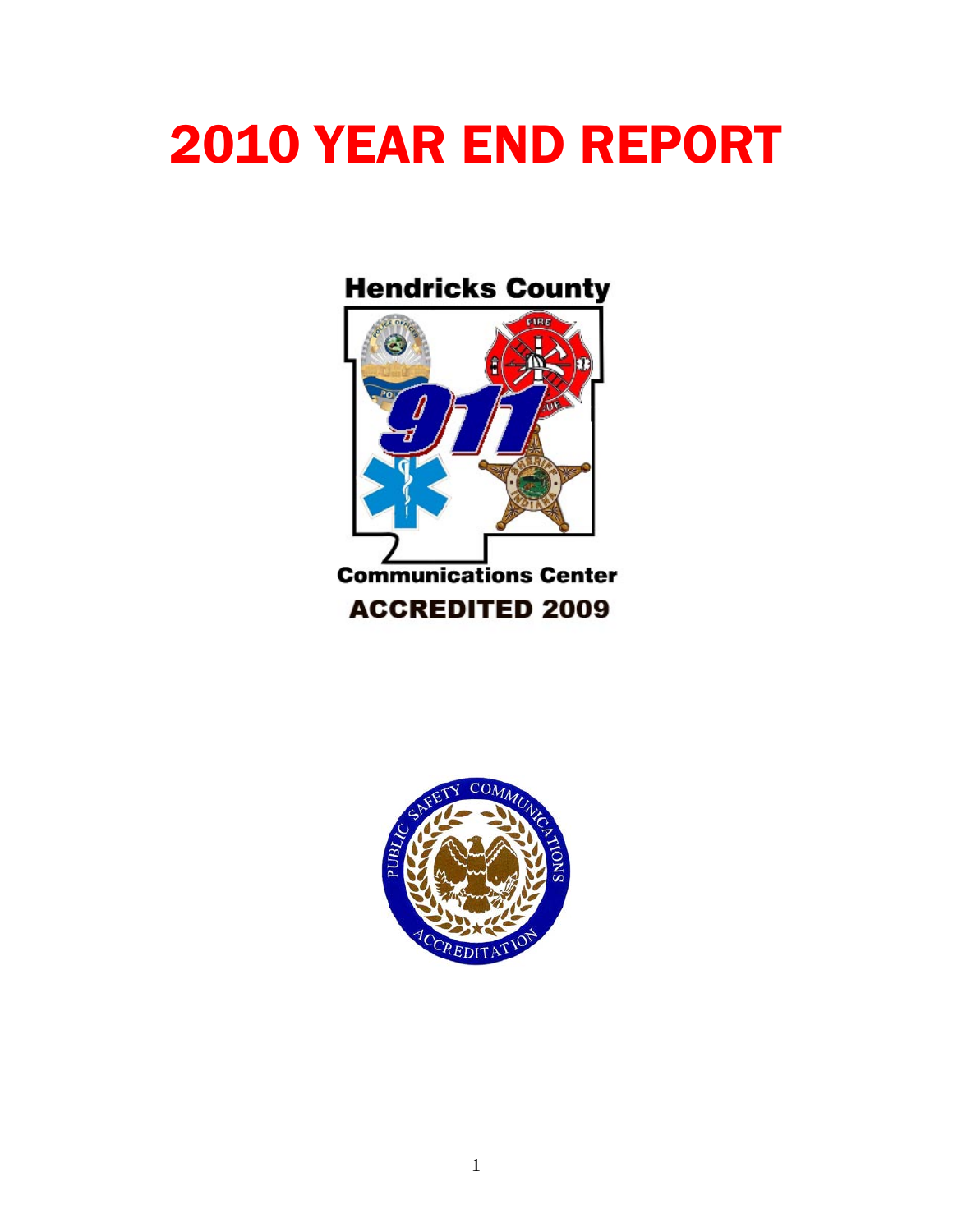# 2010 YEAR END REPORT

Hendricks County

911

Communications Center

ACCREDITED 2009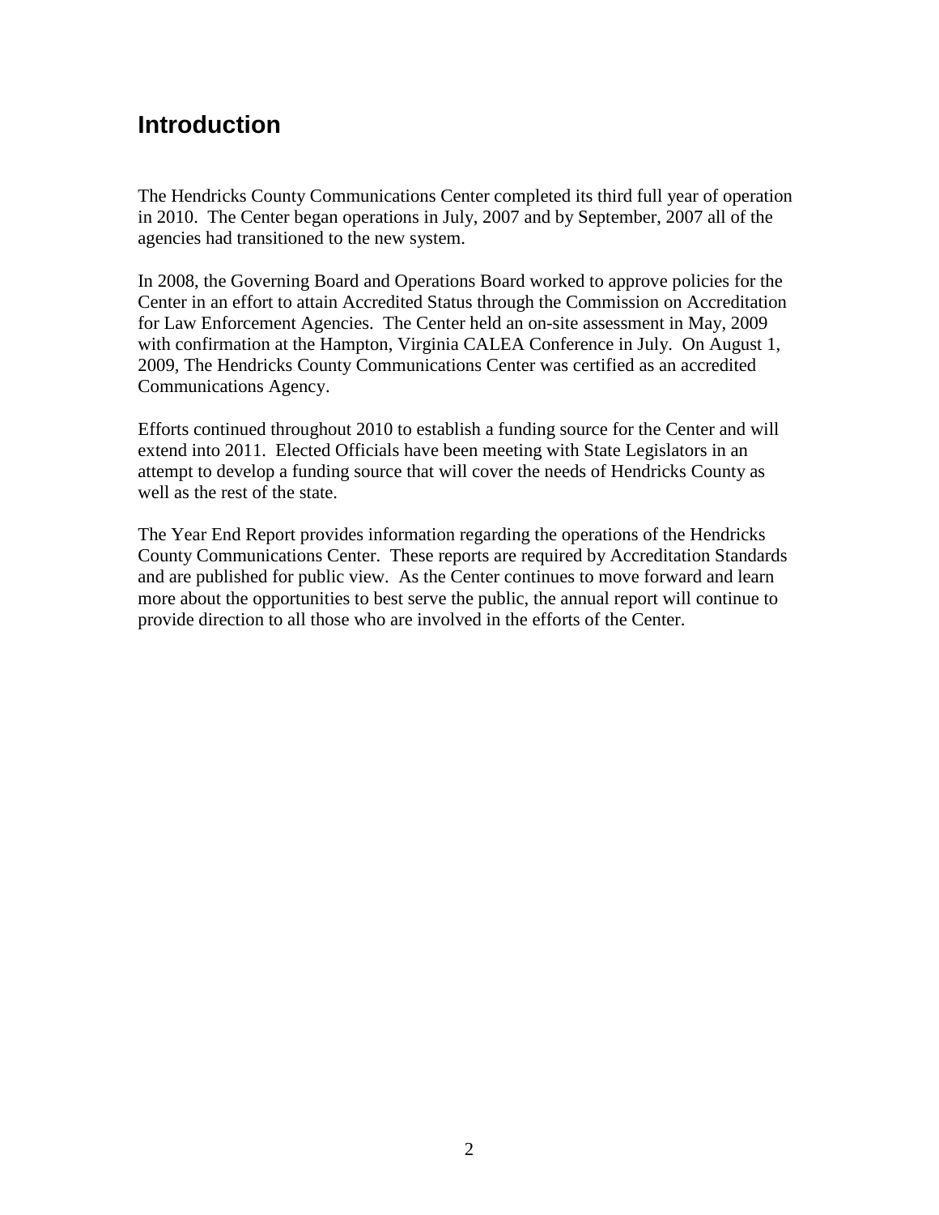## Introduction

The Hendricks County Communications Center completed its third full year of operation in 2010. The Center began operations in July, 2007 and by September, 2007 all of the agencies had transitioned to the new system.

In 2008, the Governing Board and Operations Board worked to approve policies for the Center in an effort to attain Accredited Status through the Commission on Accreditation for Law Enforcement Agencies. The Center held an on-site assessment in May, 2009 with confirmation at the Hampton, Virginia CALEA Conference in July. On August 1, 2009, The Hendricks County Communications Center was certified as an accredited Communications Agency.

Efforts continued throughout 2010 to establish a funding source for the Center and will extend into 2011. Elected Officials have been meeting with State Legislators in an attempt to develop a funding source that will cover the needs of Hendricks County as well as the rest of the state.

The Year End Report provides information regarding the operations of the Hendricks County Communications Center. These reports are required by Accreditation Standards and are published for public view. As the Center continues to move forward and learn more about the opportunities to best serve the public, the annual report will continue to provide direction to all those who are involved in the efforts of the Center.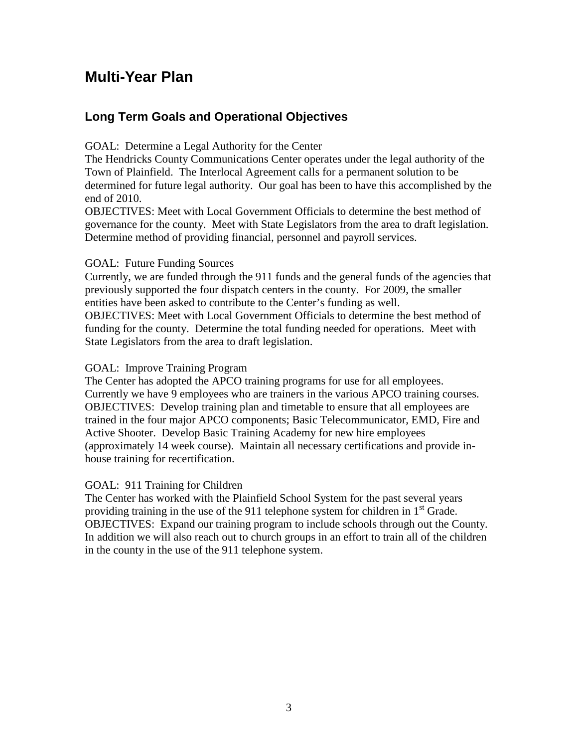# Multi-Year Plan

## Long Term Goals and Operational Objectives

GOAL: Determine a Legal Authority for the Center

The Hendricks County Communications Center operates under the legal authority of the Town of Plainfield. The Interlocal Agreement calls for a permanent solution to be determined for future legal authority. Our goal has been to have this accomplished by the end of 2010.

OBJECTIVES: Meet with Local Government Officials to determine the best method of governance for the county. Meet with State Legislators from the area to draft legislation. Determine method of providing financial, personnel and payroll services.

GOAL: Future Funding Sources

Currently, we are funded through the 911 funds and the general funds of the agencies that previously supported the four dispatch centers in the county. For 2009, the smaller entities have been asked to contribute to the Center's funding as well.

OBJECTIVES: Meet with Local Government Officials to determine the best method of funding for the county. Determine the total funding needed for operations. Meet with State Legislators from the area to draft legislation.

GOAL: Improve Training Program

The Center has adopted the APCO training programs for use for all employees. Currently we have 9 employees who are trainers in the various APCO training courses.

OBJECTIVES: Develop training plan and timetable to ensure that all employees are trained in the four major APCO components; Basic Telecommunicator, EMD, Fire and Active Shooter. Develop Basic Training Academy for new hire employees (approximately 14 week course). Maintain all necessary certifications and provide in-house training for recertification.

GOAL: 911 Training for Children

The Center has worked with the Plainfield School System for the past several years providing training in the use of the 911 telephone system for children in 1st Grade.

OBJECTIVES: Expand our training program to include schools through out the County. In addition we will also reach out to church groups in an effort to train all of the children in the county in the use of the 911 telephone system.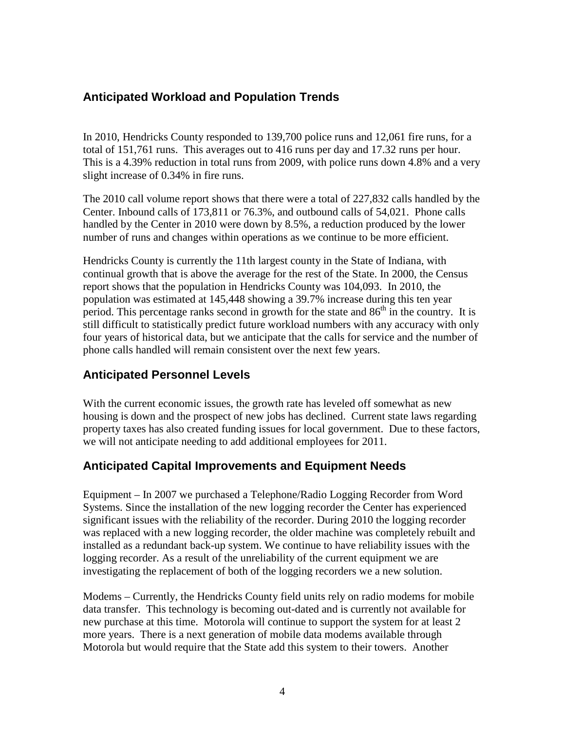## Anticipated Workload and Population Trends

In 2010, Hendricks County responded to 139,700 police runs and 12,061 fire runs, for a total of 151,761 runs. This averages out to 416 runs per day and 17.32 runs per hour. This is a 4.39% reduction in total runs from 2009, with police runs down 4.8% and a very slight increase of 0.34% in fire runs.

The 2010 call volume report shows that there were a total of 227,832 calls handled by the Center. Inbound calls of 173,811 or 76.3%, and outbound calls of 54,021. Phone calls handled by the Center in 2010 were down by 8.5%, a reduction produced by the lower number of runs and changes within operations as we continue to be more efficient.

Hendricks County is currently the 11th largest county in the State of Indiana, with continual growth that is above the average for the rest of the State. In 2000, the Census report shows that the population in Hendricks County was 104,093. In 2010, the population was estimated at 145,448 showing a 39.7% increase during this ten year period. This percentage ranks second in growth for the state and 86th in the country. It is still difficult to statistically predict future workload numbers with any accuracy with only four years of historical data, but we anticipate that the calls for service and the number of phone calls handled will remain consistent over the next few years.

## Anticipated Personnel Levels

With the current economic issues, the growth rate has leveled off somewhat as new housing is down and the prospect of new jobs has declined. Current state laws regarding property taxes has also created funding issues for local government. Due to these factors, we will not anticipate needing to add additional employees for 2011.

## Anticipated Capital Improvements and Equipment Needs

Equipment – In 2007 we purchased a Telephone/Radio Logging Recorder from Word Systems. Since the installation of the new logging recorder the Center has experienced significant issues with the reliability of the recorder. During 2010 the logging recorder was replaced with a new logging recorder, the older machine was completely rebuilt and installed as a redundant back-up system. We continue to have reliability issues with the logging recorder. As a result of the unreliability of the current equipment we are investigating the replacement of both of the logging recorders we a new solution.

Modems – Currently, the Hendricks County field units rely on radio modems for mobile data transfer. This technology is becoming out-dated and is currently not available for new purchase at this time. Motorola will continue to support the system for at least 2 more years. There is a next generation of mobile data modems available through Motorola but would require that the State add this system to their towers. Another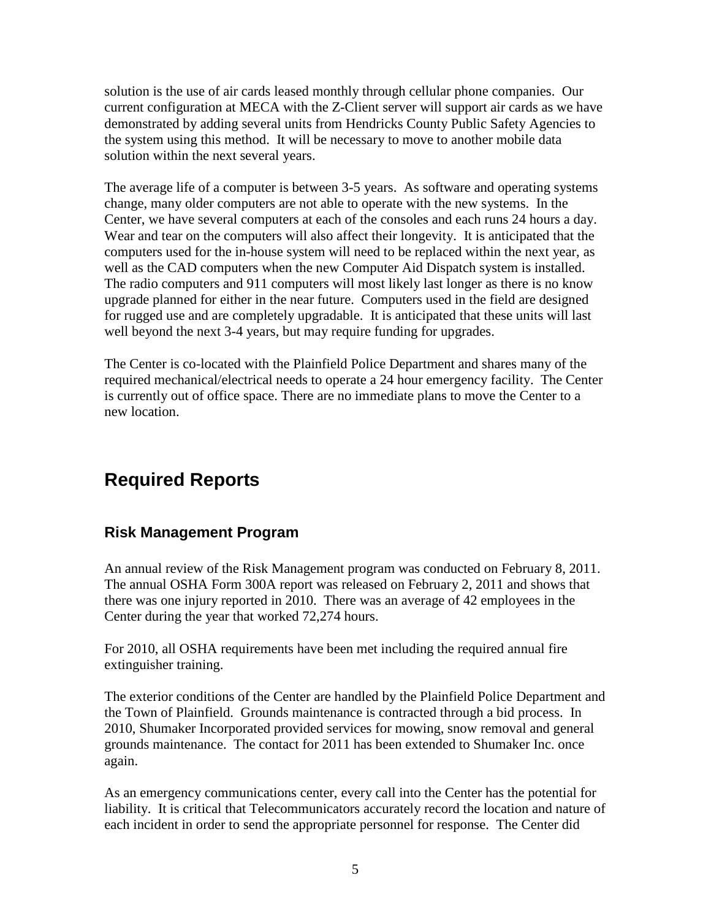solution is the use of air cards leased monthly through cellular phone companies. Our current configuration at MECA with the Z-Client server will support air cards as we have demonstrated by adding several units from Hendricks County Public Safety Agencies to the system using this method. It will be necessary to move to another mobile data solution within the next several years.

The average life of a computer is between 3-5 years. As software and operating systems change, many older computers are not able to operate with the new systems. In the Center, we have several computers at each of the consoles and each runs 24 hours a day. Wear and tear on the computers will also affect their longevity. It is anticipated that the computers used for the in-house system will need to be replaced within the next year, as well as the CAD computers when the new Computer Aid Dispatch system is installed. The radio computers and 911 computers will most likely last longer as there is no know upgrade planned for either in the near future. Computers used in the field are designed for rugged use and are completely upgradable. It is anticipated that these units will last well beyond the next 3-4 years, but may require funding for upgrades.

The Center is co-located with the Plainfield Police Department and shares many of the required mechanical/electrical needs to operate a 24 hour emergency facility. The Center is currently out of office space. There are no immediate plans to move the Center to a new location.

# Required Reports

## Risk Management Program

An annual review of the Risk Management program was conducted on February 8, 2011. The annual OSHA Form 300A report was released on February 2, 2011 and shows that there was one injury reported in 2010. There was an average of 42 employees in the Center during the year that worked 72,274 hours.

For 2010, all OSHA requirements have been met including the required annual fire extinguisher training.

The exterior conditions of the Center are handled by the Plainfield Police Department and the Town of Plainfield. Grounds maintenance is contracted through a bid process. In 2010, Shumaker Incorporated provided services for mowing, snow removal and general grounds maintenance. The contact for 2011 has been extended to Shumaker Inc. once again.

As an emergency communications center, every call into the Center has the potential for liability. It is critical that Telecommunicators accurately record the location and nature of each incident in order to send the appropriate personnel for response. The Center did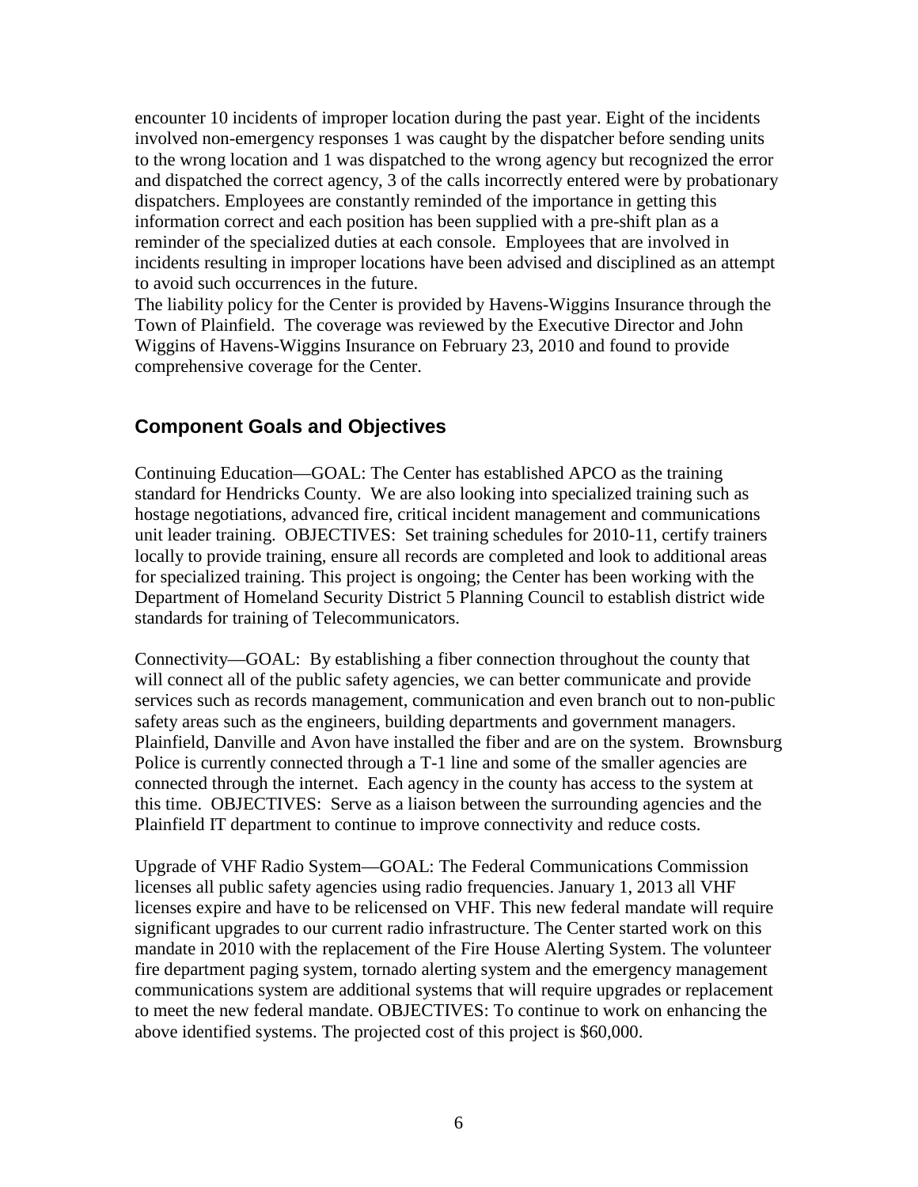encounter 10 incidents of improper location during the past year. Eight of the incidents involved non-emergency responses 1 was caught by the dispatcher before sending units to the wrong location and 1 was dispatched to the wrong agency but recognized the error and dispatched the correct agency, 3 of the calls incorrectly entered were by probationary dispatchers. Employees are constantly reminded of the importance in getting this information correct and each position has been supplied with a pre-shift plan as a reminder of the specialized duties at each console. Employees that are involved in incidents resulting in improper locations have been advised and disciplined as an attempt to avoid such occurrences in the future.

The liability policy for the Center is provided by Havens-Wiggins Insurance through the Town of Plainfield. The coverage was reviewed by the Executive Director and John Wiggins of Havens-Wiggins Insurance on February 23, 2010 and found to provide comprehensive coverage for the Center.

## Component Goals and Objectives

Continuing Education—GOAL: The Center has established APCO as the training standard for Hendricks County. We are also looking into specialized training such as hostage negotiations, advanced fire, critical incident management and communications unit leader training. OBJECTIVES: Set training schedules for 2010-11, certify trainers locally to provide training, ensure all records are completed and look to additional areas for specialized training. This project is ongoing; the Center has been working with the Department of Homeland Security District 5 Planning Council to establish district wide standards for training of Telecommunicators.

Connectivity—GOAL: By establishing a fiber connection throughout the county that will connect all of the public safety agencies, we can better communicate and provide services such as records management, communication and even branch out to non-public safety areas such as the engineers, building departments and government managers. Plainfield, Danville and Avon have installed the fiber and are on the system. Brownsburg Police is currently connected through a T-1 line and some of the smaller agencies are connected through the internet. Each agency in the county has access to the system at this time. OBJECTIVES: Serve as a liaison between the surrounding agencies and the Plainfield IT department to continue to improve connectivity and reduce costs.

Upgrade of VHF Radio System—GOAL: The Federal Communications Commission licenses all public safety agencies using radio frequencies. January 1, 2013 all VHF licenses expire and have to be relicensed on VHF. This new federal mandate will require significant upgrades to our current radio infrastructure. The Center started work on this mandate in 2010 with the replacement of the Fire House Alerting System. The volunteer fire department paging system, tornado alerting system and the emergency management communications system are additional systems that will require upgrades or replacement to meet the new federal mandate. OBJECTIVES: To continue to work on enhancing the above identified systems. The projected cost of this project is $60,000.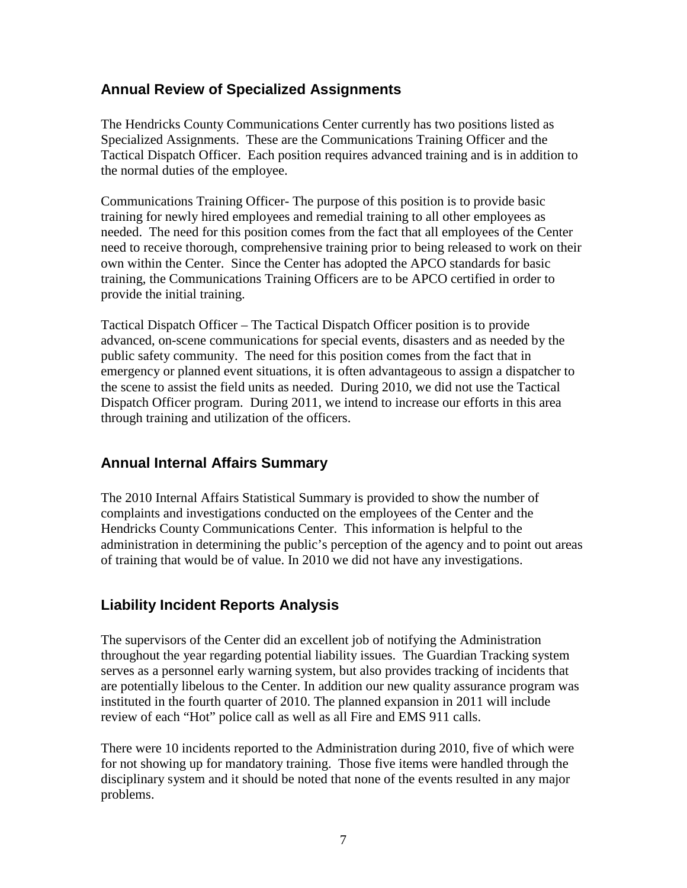## Annual Review of Specialized Assignments

The Hendricks County Communications Center currently has two positions listed as Specialized Assignments. These are the Communications Training Officer and the Tactical Dispatch Officer. Each position requires advanced training and is in addition to the normal duties of the employee.

Communications Training Officer- The purpose of this position is to provide basic training for newly hired employees and remedial training to all other employees as needed. The need for this position comes from the fact that all employees of the Center need to receive thorough, comprehensive training prior to being released to work on their own within the Center. Since the Center has adopted the APCO standards for basic training, the Communications Training Officers are to be APCO certified in order to provide the initial training.

Tactical Dispatch Officer – The Tactical Dispatch Officer position is to provide advanced, on-scene communications for special events, disasters and as needed by the public safety community. The need for this position comes from the fact that in emergency or planned event situations, it is often advantageous to assign a dispatcher to the scene to assist the field units as needed. During 2010, we did not use the Tactical Dispatch Officer program. During 2011, we intend to increase our efforts in this area through training and utilization of the officers.

## Annual Internal Affairs Summary

The 2010 Internal Affairs Statistical Summary is provided to show the number of complaints and investigations conducted on the employees of the Center and the Hendricks County Communications Center. This information is helpful to the administration in determining the public's perception of the agency and to point out areas of training that would be of value. In 2010 we did not have any investigations.

## Liability Incident Reports Analysis

The supervisors of the Center did an excellent job of notifying the Administration throughout the year regarding potential liability issues. The Guardian Tracking system serves as a personnel early warning system, but also provides tracking of incidents that are potentially libelous to the Center. In addition our new quality assurance program was instituted in the fourth quarter of 2010. The planned expansion in 2011 will include review of each "Hot" police call as well as all Fire and EMS 911 calls.

There were 10 incidents reported to the Administration during 2010, five of which were for not showing up for mandatory training. Those five items were handled through the disciplinary system and it should be noted that none of the events resulted in any major problems.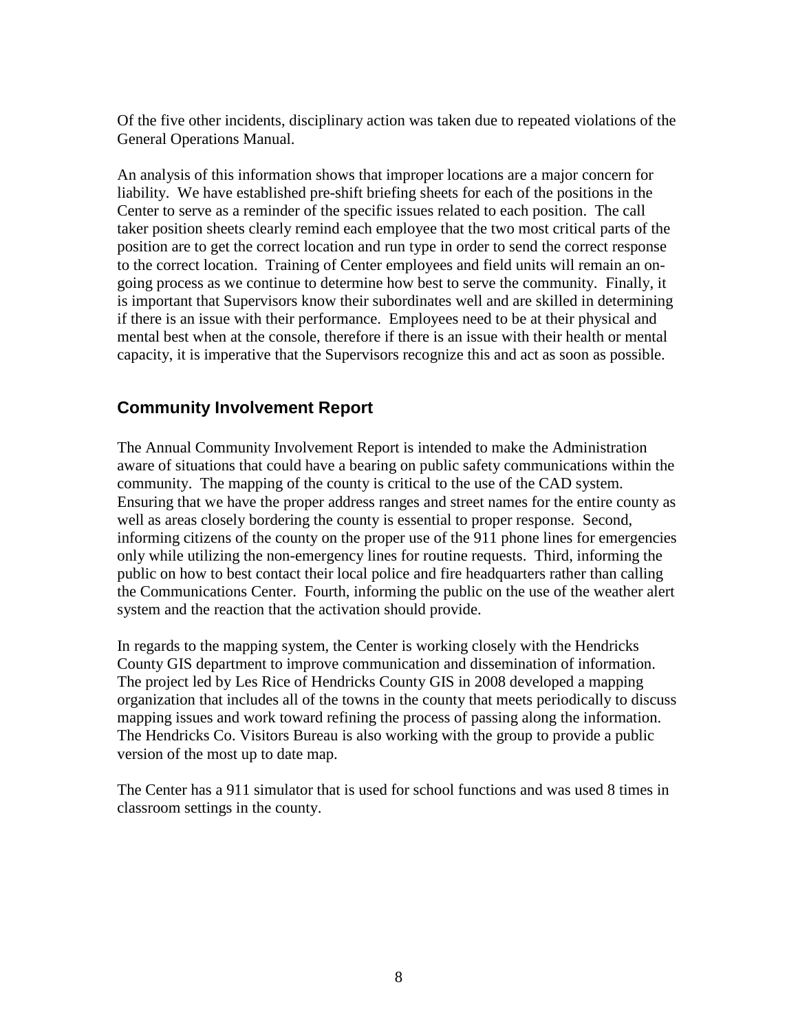Of the five other incidents, disciplinary action was taken due to repeated violations of the General Operations Manual.

An analysis of this information shows that improper locations are a major concern for liability. We have established pre-shift briefing sheets for each of the positions in the Center to serve as a reminder of the specific issues related to each position. The call taker position sheets clearly remind each employee that the two most critical parts of the position are to get the correct location and run type in order to send the correct response to the correct location. Training of Center employees and field units will remain an on-going process as we continue to determine how best to serve the community. Finally, it is important that Supervisors know their subordinates well and are skilled in determining if there is an issue with their performance. Employees need to be at their physical and mental best when at the console, therefore if there is an issue with their health or mental capacity, it is imperative that the Supervisors recognize this and act as soon as possible.

## Community Involvement Report

The Annual Community Involvement Report is intended to make the Administration aware of situations that could have a bearing on public safety communications within the community. The mapping of the county is critical to the use of the CAD system. Ensuring that we have the proper address ranges and street names for the entire county as well as areas closely bordering the county is essential to proper response. Second, informing citizens of the county on the proper use of the 911 phone lines for emergencies only while utilizing the non-emergency lines for routine requests. Third, informing the public on how to best contact their local police and fire headquarters rather than calling the Communications Center. Fourth, informing the public on the use of the weather alert system and the reaction that the activation should provide.

In regards to the mapping system, the Center is working closely with the Hendricks County GIS department to improve communication and dissemination of information. The project led by Les Rice of Hendricks County GIS in 2008 developed a mapping organization that includes all of the towns in the county that meets periodically to discuss mapping issues and work toward refining the process of passing along the information. The Hendricks Co. Visitors Bureau is also working with the group to provide a public version of the most up to date map.

The Center has a 911 simulator that is used for school functions and was used 8 times in classroom settings in the county.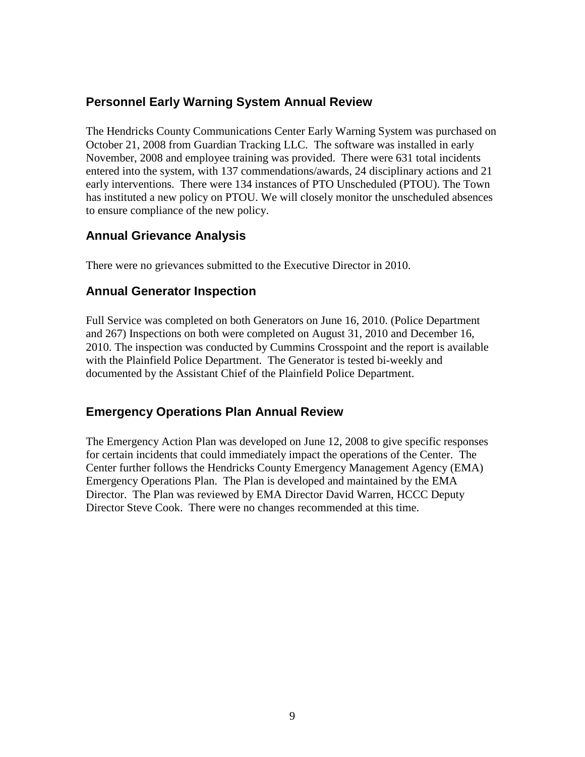## Personnel Early Warning System Annual Review

The Hendricks County Communications Center Early Warning System was purchased on October 21, 2008 from Guardian Tracking LLC. The software was installed in early November, 2008 and employee training was provided. There were 631 total incidents entered into the system, with 137 commendations/awards, 24 disciplinary actions and 21 early interventions. There were 134 instances of PTO Unscheduled (PTOU). The Town has instituted a new policy on PTOU. We will closely monitor the unscheduled absences to ensure compliance of the new policy.

## Annual Grievance Analysis

There were no grievances submitted to the Executive Director in 2010.

## Annual Generator Inspection

Full Service was completed on both Generators on June 16, 2010. (Police Department and 267) Inspections on both were completed on August 31, 2010 and December 16, 2010. The inspection was conducted by Cummins Crosspoint and the report is available with the Plainfield Police Department. The Generator is tested bi-weekly and documented by the Assistant Chief of the Plainfield Police Department.

## Emergency Operations Plan Annual Review

The Emergency Action Plan was developed on June 12, 2008 to give specific responses for certain incidents that could immediately impact the operations of the Center. The Center further follows the Hendricks County Emergency Management Agency (EMA) Emergency Operations Plan. The Plan is developed and maintained by the EMA Director. The Plan was reviewed by EMA Director David Warren, HCCC Deputy Director Steve Cook. There were no changes recommended at this time.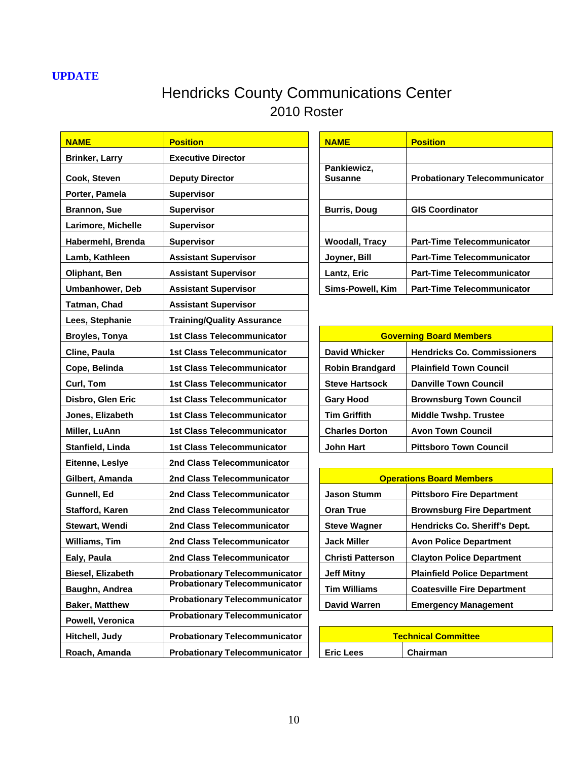**UPDATE**

# Hendricks County Communications Center

## 2010 Roster

| NAME | Position |
|---|---|
| Brinker, Larry | Executive Director |
| Cook, Steven | Deputy Director |
| Porter, Pamela | Supervisor |
| Brannon, Sue | Supervisor |
| Larimore, Michelle | Supervisor |
| Habermehl, Brenda | Supervisor |
| Lamb, Kathleen | Assistant Supervisor |
| Oliphant, Ben | Assistant Supervisor |
| Umbanhower, Deb | Assistant Supervisor |
| Tatman, Chad | Assistant Supervisor |
| Lees, Stephanie | Training/Quality Assurance |
| Broyles, Tonya | 1st Class Telecommunicator |
| Cline, Paula | 1st Class Telecommunicator |
| Cope, Belinda | 1st Class Telecommunicator |
| Curl, Tom | 1st Class Telecommunicator |
| Disbro, Glen Eric | 1st Class Telecommunicator |
| Jones, Elizabeth | 1st Class Telecommunicator |
| Miller, LuAnn | 1st Class Telecommunicator |
| Stanfield, Linda | 1st Class Telecommunicator |
| Eitenne, Leslye | 2nd Class Telecommunicator |
| Gilbert, Amanda | 2nd Class Telecommunicator |
| Gunnell, Ed | 2nd Class Telecommunicator |
| Stafford, Karen | 2nd Class Telecommunicator |
| Stewart, Wendi | 2nd Class Telecommunicator |
| Williams, Tim | 2nd Class Telecommunicator |
| Ealy, Paula | 2nd Class Telecommunicator |
| Biesel, Elizabeth | Probationary Telecommunicator |
| Baughn, Andrea | Probationary Telecommunicator |
| Baker, Matthew | Probationary Telecommunicator |
| Powell, Veronica | Probationary Telecommunicator |
| Hitchell, Judy | Probationary Telecommunicator |
| Roach, Amanda | Probationary Telecommunicator |

| NAME | Position |
|---|---|
| | |
| Pankiewicz, Susanne | Probationary Telecommunicator |
| | |
| Burris, Doug | GIS Coordinator |
| | |
| Woodall, Tracy | Part-Time Telecommunicator |
| Joyner, Bill | Part-Time Telecommunicator |
| Lantz, Eric | Part-Time Telecommunicator |
| Sims-Powell, Kim | Part-Time Telecommunicator |

| Governing Board Members | |
|---|---|
| David Whicker | Hendricks Co. Commissioners |
| Robin Brandgard | Plainfield Town Council |
| Steve Hartsock | Danville Town Council |
| Gary Hood | Brownsburg Town Council |
| Tim Griffith | Middle Twshp. Trustee |
| Charles Dorton | Avon Town Council |
| John Hart | Pittsboro Town Council |

| Operations Board Members | |
|---|---|
| Jason Stumm | Pittsboro Fire Department |
| Oran True | Brownsburg Fire Department |
| Steve Wagner | Hendricks Co. Sheriff's Dept. |
| Jack Miller | Avon Police Department |
| Christi Patterson | Clayton Police Department |
| Jeff Mitny | Plainfield Police Department |
| Tim Williams | Coatesville Fire Department |
| David Warren | Emergency Management |

| Technical Committee | |
|---|---|
| Eric Lees | Chairman |